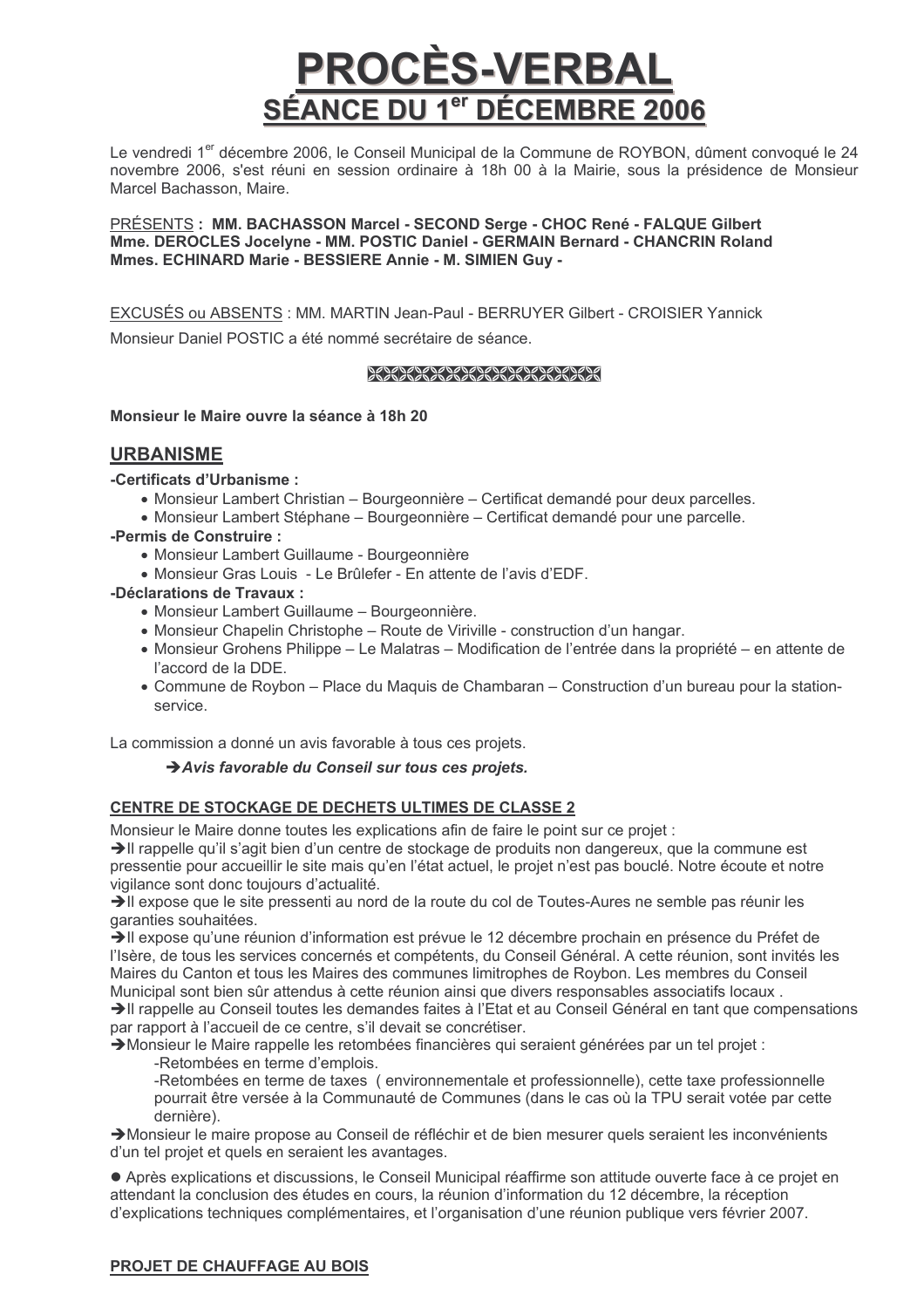# PROCÈS-VERBAL
## SÉANCE DU 1er DÉCEMBRE 2006

Le vendredi 1er décembre 2006, le Conseil Municipal de la Commune de ROYBON, dûment convoqué le 24 novembre 2006, s'est réuni en session ordinaire à 18h 00 à la Mairie, sous la présidence de Monsieur Marcel Bachasson, Maire.

PRÉSENTS **: MM. BACHASSON Marcel - SECOND Serge - CHOC René - FALQUE Gilbert Mme. DEROCLES Jocelyne - MM. POSTIC Daniel - GERMAIN Bernard - CHANCRIN Roland Mmes. ECHINARD Marie - BESSIERE Annie - M. SIMIEN Guy -**

EXCUSÉS ou ABSENTS : MM. MARTIN Jean-Paul - BERRUYER Gilbert - CROISIER Yannick

Monsieur Daniel POSTIC a été nommé secrétaire de séance.

**Monsieur le Maire ouvre la séance à 18h 20**

## URBANISME

**-Certificats d'Urbanisme :**

- Monsieur Lambert Christian – Bourgeonnière – Certificat demandé pour deux parcelles.
- Monsieur Lambert Stéphane – Bourgeonnière – Certificat demandé pour une parcelle.

**-Permis de Construire :**

- Monsieur Lambert Guillaume - Bourgeonnière
- Monsieur Gras Louis - Le Brûlefer - En attente de l'avis d'EDF.

**-Déclarations de Travaux :**

- Monsieur Lambert Guillaume – Bourgeonnière.
- Monsieur Chapelin Christophe – Route de Viriville - construction d'un hangar.
- Monsieur Grohens Philippe – Le Malatras – Modification de l'entrée dans la propriété – en attente de l'accord de la DDE.
- Commune de Roybon – Place du Maquis de Chambaran – Construction d'un bureau pour la station-service.

La commission a donné un avis favorable à tous ces projets.

➔ ***Avis favorable du Conseil sur tous ces projets.***

### CENTRE DE STOCKAGE DE DECHETS ULTIMES DE CLASSE 2

Monsieur le Maire donne toutes les explications afin de faire le point sur ce projet :

➔Il rappelle qu'il s'agit bien d'un centre de stockage de produits non dangereux, que la commune est pressentie pour accueillir le site mais qu'en l'état actuel, le projet n'est pas bouclé. Notre écoute et notre vigilance sont donc toujours d'actualité.

➔Il expose que le site pressenti au nord de la route du col de Toutes-Aures ne semble pas réunir les garanties souhaitées.

➔Il expose qu'une réunion d'information est prévue le 12 décembre prochain en présence du Préfet de l'Isère, de tous les services concernés et compétents, du Conseil Général. A cette réunion, sont invités les Maires du Canton et tous les Maires des communes limitrophes de Roybon. Les membres du Conseil Municipal sont bien sûr attendus à cette réunion ainsi que divers responsables associatifs locaux .

➔Il rappelle au Conseil toutes les demandes faites à l'Etat et au Conseil Général en tant que compensations par rapport à l'accueil de ce centre, s'il devait se concrétiser.

➔Monsieur le Maire rappelle les retombées financières qui seraient générées par un tel projet :

-Retombées en terme d'emplois.

-Retombées en terme de taxes ( environnementale et professionnelle), cette taxe professionnelle pourrait être versée à la Communauté de Communes (dans le cas où la TPU serait votée par cette dernière).

➔Monsieur le maire propose au Conseil de réfléchir et de bien mesurer quels seraient les inconvénients d'un tel projet et quels en seraient les avantages.

● Après explications et discussions, le Conseil Municipal réaffirme son attitude ouverte face à ce projet en attendant la conclusion des études en cours, la réunion d'information du 12 décembre, la réception d'explications techniques complémentaires, et l'organisation d'une réunion publique vers février 2007.

### PROJET DE CHAUFFAGE AU BOIS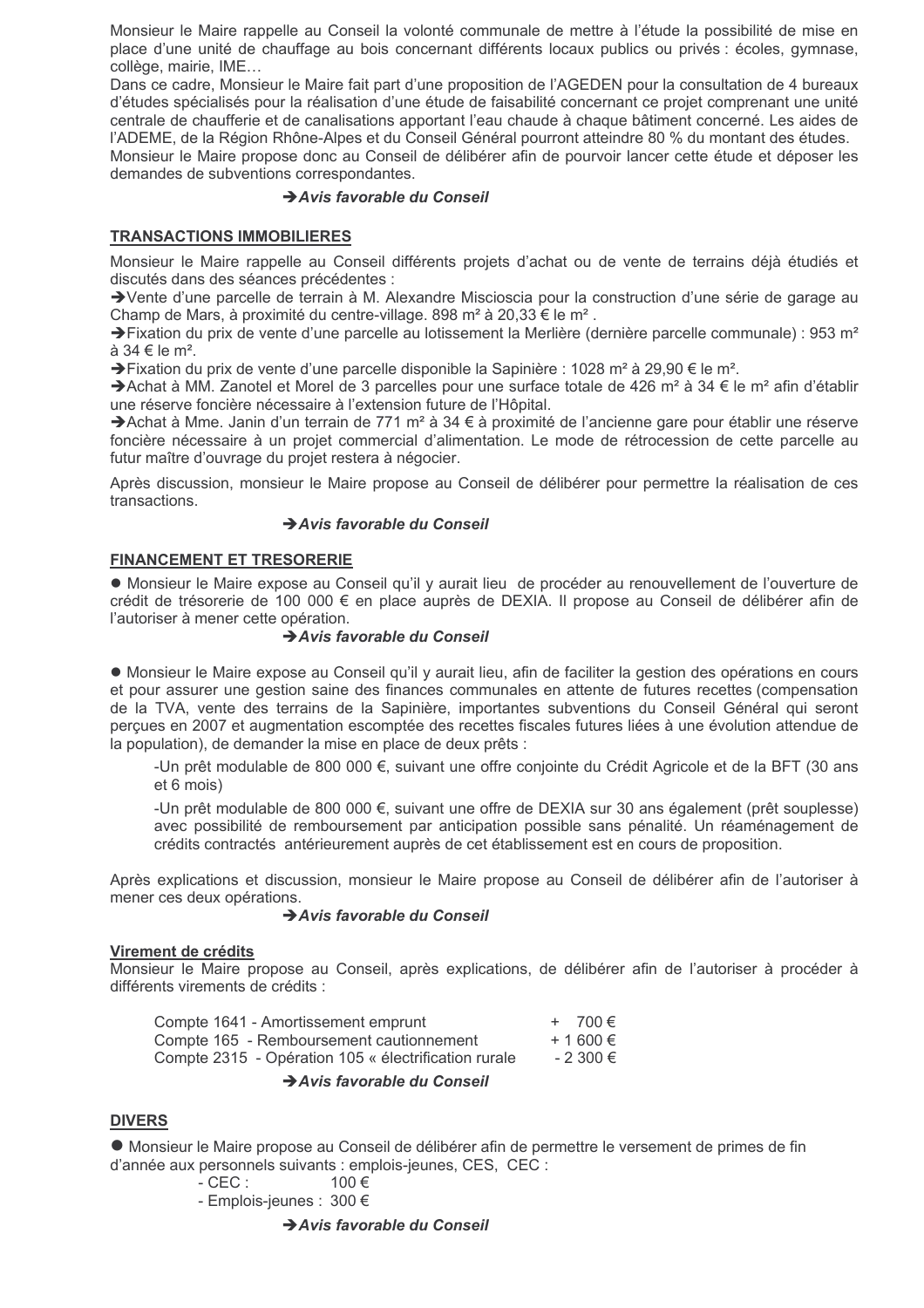Monsieur le Maire rappelle au Conseil la volonté communale de mettre à l'étude la possibilité de mise en place d'une unité de chauffage au bois concernant différents locaux publics ou privés : écoles, gymnase, collège, mairie, IME…
Dans ce cadre, Monsieur le Maire fait part d'une proposition de l'AGEDEN pour la consultation de 4 bureaux d'études spécialisés pour la réalisation d'une étude de faisabilité concernant ce projet comprenant une unité centrale de chaufferie et de canalisations apportant l'eau chaude à chaque bâtiment concerné. Les aides de l'ADEME, de la Région Rhône-Alpes et du Conseil Général pourront atteindre 80 % du montant des études.
Monsieur le Maire propose donc au Conseil de délibérer afin de pourvoir lancer cette étude et déposer les demandes de subventions correspondantes.

➔***Avis favorable du Conseil***

## TRANSACTIONS IMMOBILIERES

Monsieur le Maire rappelle au Conseil différents projets d'achat ou de vente de terrains déjà étudiés et discutés dans des séances précédentes :

➔Vente d'une parcelle de terrain à M. Alexandre Miscioscia pour la construction d'une série de garage au Champ de Mars, à proximité du centre-village. 898 m² à 20,33 € le m² .

➔Fixation du prix de vente d'une parcelle au lotissement la Merlière (dernière parcelle communale) : 953 m² à 34 € le m².

➔Fixation du prix de vente d'une parcelle disponible la Sapinière : 1028 m² à 29,90 € le m².

➔Achat à MM. Zanotel et Morel de 3 parcelles pour une surface totale de 426 m² à 34 € le m² afin d'établir une réserve foncière nécessaire à l'extension future de l'Hôpital.

➔Achat à Mme. Janin d'un terrain de 771 m² à 34 € à proximité de l'ancienne gare pour établir une réserve foncière nécessaire à un projet commercial d'alimentation. Le mode de rétrocession de cette parcelle au futur maître d'ouvrage du projet restera à négocier.

Après discussion, monsieur le Maire propose au Conseil de délibérer pour permettre la réalisation de ces transactions.

➔***Avis favorable du Conseil***

## FINANCEMENT ET TRESORERIE

● Monsieur le Maire expose au Conseil qu'il y aurait lieu de procéder au renouvellement de l'ouverture de crédit de trésorerie de 100 000 € en place auprès de DEXIA. Il propose au Conseil de délibérer afin de l'autoriser à mener cette opération.

➔***Avis favorable du Conseil***

● Monsieur le Maire expose au Conseil qu'il y aurait lieu, afin de faciliter la gestion des opérations en cours et pour assurer une gestion saine des finances communales en attente de futures recettes (compensation de la TVA, vente des terrains de la Sapinière, importantes subventions du Conseil Général qui seront perçues en 2007 et augmentation escomptée des recettes fiscales futures liées à une évolution attendue de la population), de demander la mise en place de deux prêts :

-Un prêt modulable de 800 000 €, suivant une offre conjointe du Crédit Agricole et de la BFT (30 ans et 6 mois)

-Un prêt modulable de 800 000 €, suivant une offre de DEXIA sur 30 ans également (prêt souplesse) avec possibilité de remboursement par anticipation possible sans pénalité. Un réaménagement de crédits contractés antérieurement auprès de cet établissement est en cours de proposition.

Après explications et discussion, monsieur le Maire propose au Conseil de délibérer afin de l'autoriser à mener ces deux opérations.

➔***Avis favorable du Conseil***

### Virement de crédits

Monsieur le Maire propose au Conseil, après explications, de délibérer afin de l'autoriser à procéder à différents virements de crédits :

| | |
|---|---|
| Compte 1641 - Amortissement emprunt | + 700 € |
| Compte 165 - Remboursement cautionnement | + 1 600 € |
| Compte 2315 - Opération 105 « électrification rurale | - 2 300 € |

➔***Avis favorable du Conseil***

## DIVERS

● Monsieur le Maire propose au Conseil de délibérer afin de permettre le versement de primes de fin d'année aux personnels suivants : emplois-jeunes, CES, CEC :

- CEC : 100 €
- Emplois-jeunes : 300 €

➔***Avis favorable du Conseil***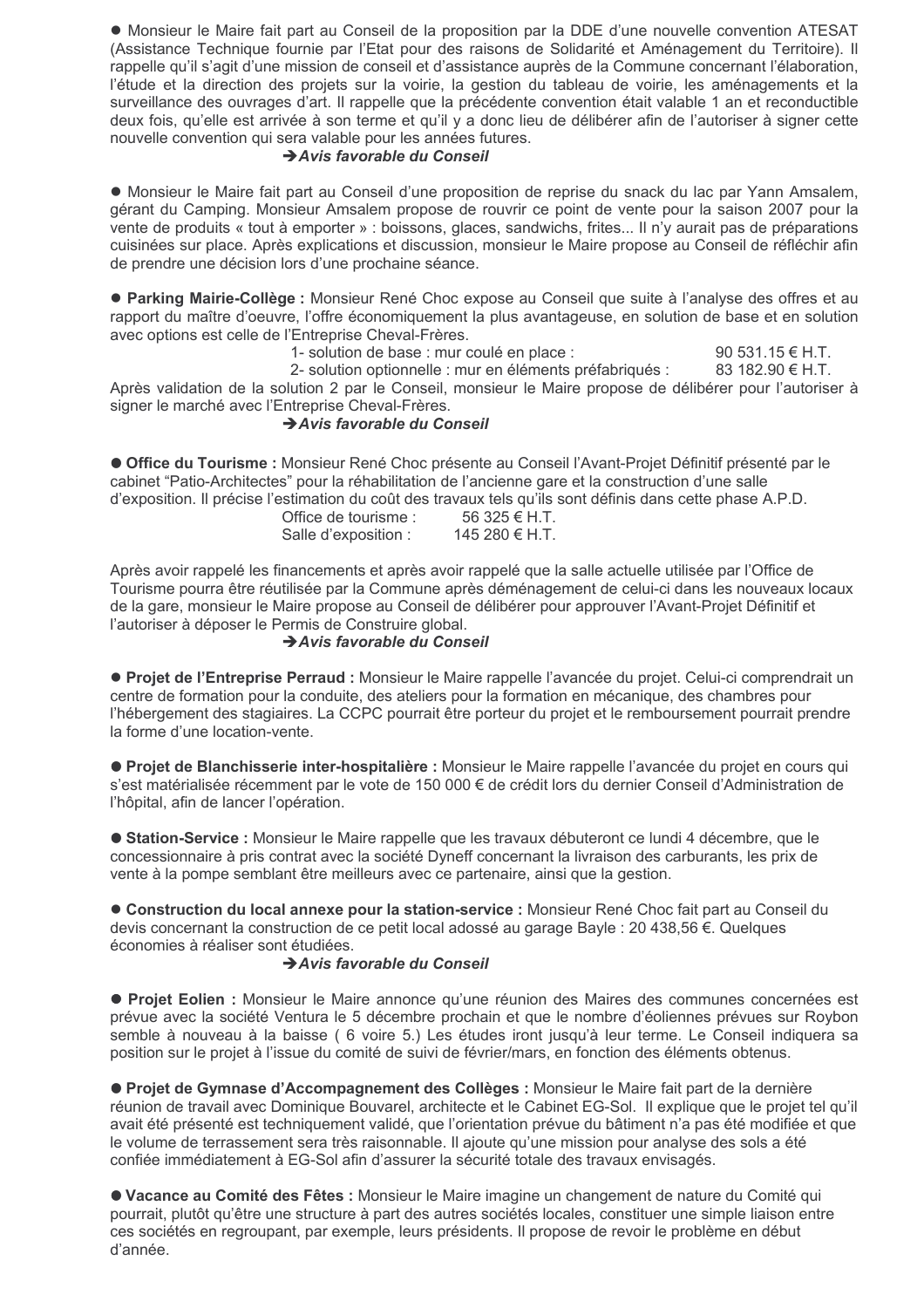● Monsieur le Maire fait part au Conseil de la proposition par la DDE d'une nouvelle convention ATESAT (Assistance Technique fournie par l'Etat pour des raisons de Solidarité et Aménagement du Territoire). Il rappelle qu'il s'agit d'une mission de conseil et d'assistance auprès de la Commune concernant l'élaboration, l'étude et la direction des projets sur la voirie, la gestion du tableau de voirie, les aménagements et la surveillance des ouvrages d'art. Il rappelle que la précédente convention était valable 1 an et reconductible deux fois, qu'elle est arrivée à son terme et qu'il y a donc lieu de délibérer afin de l'autoriser à signer cette nouvelle convention qui sera valable pour les années futures.

➔***Avis favorable du Conseil***

● Monsieur le Maire fait part au Conseil d'une proposition de reprise du snack du lac par Yann Amsalem, gérant du Camping. Monsieur Amsalem propose de rouvrir ce point de vente pour la saison 2007 pour la vente de produits « tout à emporter » : boissons, glaces, sandwichs, frites... Il n'y aurait pas de préparations cuisinées sur place. Après explications et discussion, monsieur le Maire propose au Conseil de réfléchir afin de prendre une décision lors d'une prochaine séance.

● **Parking Mairie-Collège :** Monsieur René Choc expose au Conseil que suite à l'analyse des offres et au rapport du maître d'oeuvre, l'offre économiquement la plus avantageuse, en solution de base et en solution avec options est celle de l'Entreprise Cheval-Frères.

1- solution de base : mur coulé en place : 90 531.15 € H.T.
2- solution optionnelle : mur en éléments préfabriqués : 83 182.90 € H.T.

Après validation de la solution 2 par le Conseil, monsieur le Maire propose de délibérer pour l'autoriser à signer le marché avec l'Entreprise Cheval-Frères.

➔***Avis favorable du Conseil***

● **Office du Tourisme :** Monsieur René Choc présente au Conseil l'Avant-Projet Définitif présenté par le cabinet "Patio-Architectes" pour la réhabilitation de l'ancienne gare et la construction d'une salle d'exposition. Il précise l'estimation du coût des travaux tels qu'ils sont définis dans cette phase A.P.D.

Office de tourisme : 56 325 € H.T.
Salle d'exposition : 145 280 € H.T.

Après avoir rappelé les financements et après avoir rappelé que la salle actuelle utilisée par l'Office de Tourisme pourra être réutilisée par la Commune après déménagement de celui-ci dans les nouveaux locaux de la gare, monsieur le Maire propose au Conseil de délibérer pour approuver l'Avant-Projet Définitif et l'autoriser à déposer le Permis de Construire global.

➔***Avis favorable du Conseil***

● **Projet de l'Entreprise Perraud :** Monsieur le Maire rappelle l'avancée du projet. Celui-ci comprendrait un centre de formation pour la conduite, des ateliers pour la formation en mécanique, des chambres pour l'hébergement des stagiaires. La CCPC pourrait être porteur du projet et le remboursement pourrait prendre la forme d'une location-vente.

● **Projet de Blanchisserie inter-hospitalière :** Monsieur le Maire rappelle l'avancée du projet en cours qui s'est matérialisée récemment par le vote de 150 000 € de crédit lors du dernier Conseil d'Administration de l'hôpital, afin de lancer l'opération.

● **Station-Service :** Monsieur le Maire rappelle que les travaux débuteront ce lundi 4 décembre, que le concessionnaire à pris contrat avec la société Dyneff concernant la livraison des carburants, les prix de vente à la pompe semblant être meilleurs avec ce partenaire, ainsi que la gestion.

● **Construction du local annexe pour la station-service :** Monsieur René Choc fait part au Conseil du devis concernant la construction de ce petit local adossé au garage Bayle : 20 438,56 €. Quelques économies à réaliser sont étudiées.

➔***Avis favorable du Conseil***

● **Projet Eolien :** Monsieur le Maire annonce qu'une réunion des Maires des communes concernées est prévue avec la société Ventura le 5 décembre prochain et que le nombre d'éoliennes prévues sur Roybon semble à nouveau à la baisse ( 6 voire 5.) Les études iront jusqu'à leur terme. Le Conseil indiquera sa position sur le projet à l'issue du comité de suivi de février/mars, en fonction des éléments obtenus.

● **Projet de Gymnase d'Accompagnement des Collèges :** Monsieur le Maire fait part de la dernière réunion de travail avec Dominique Bouvarel, architecte et le Cabinet EG-Sol. Il explique que le projet tel qu'il avait été présenté est techniquement validé, que l'orientation prévue du bâtiment n'a pas été modifiée et que le volume de terrassement sera très raisonnable. Il ajoute qu'une mission pour analyse des sols a été confiée immédiatement à EG-Sol afin d'assurer la sécurité totale des travaux envisagés.

● **Vacance au Comité des Fêtes :** Monsieur le Maire imagine un changement de nature du Comité qui pourrait, plutôt qu'être une structure à part des autres sociétés locales, constituer une simple liaison entre ces sociétés en regroupant, par exemple, leurs présidents. Il propose de revoir le problème en début d'année.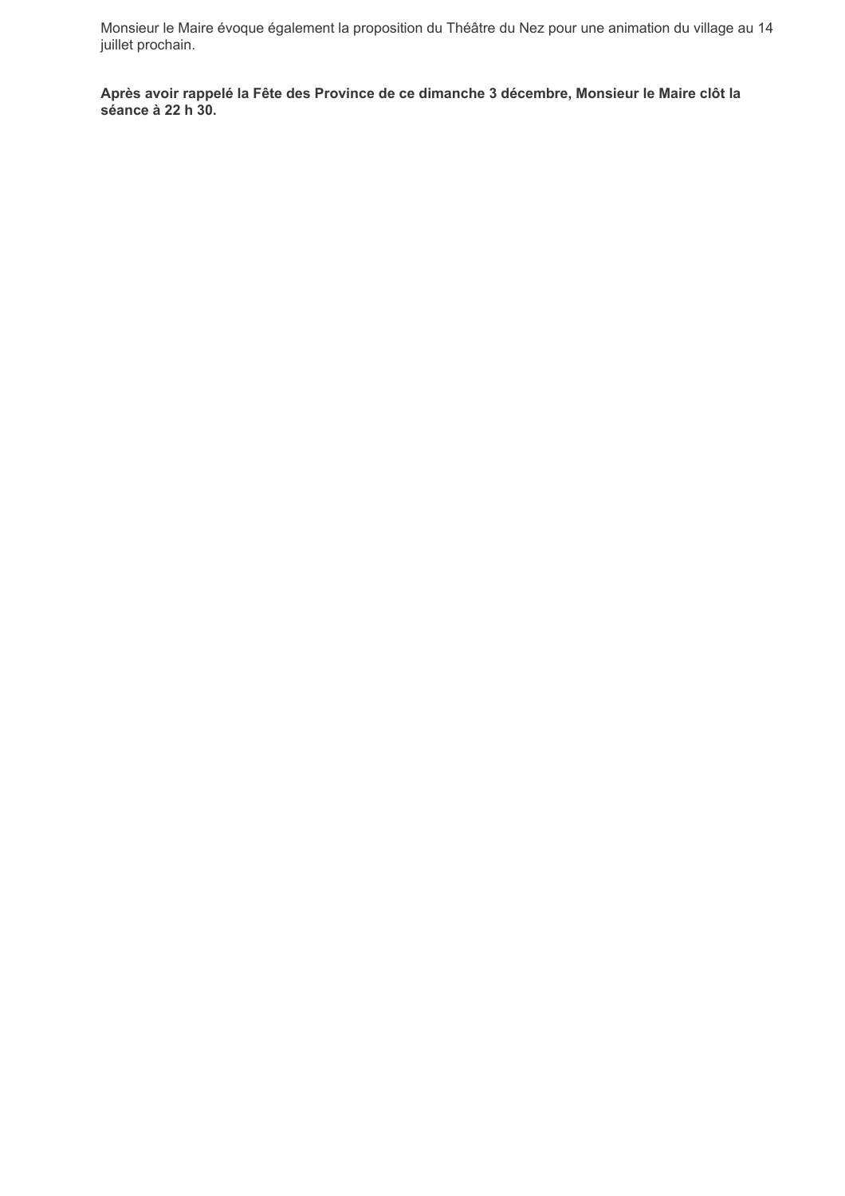Monsieur le Maire évoque également la proposition du Théâtre du Nez pour une animation du village au 14 juillet prochain.

**Après avoir rappelé la Fête des Province de ce dimanche 3 décembre, Monsieur le Maire clôt la séance à 22 h 30.**